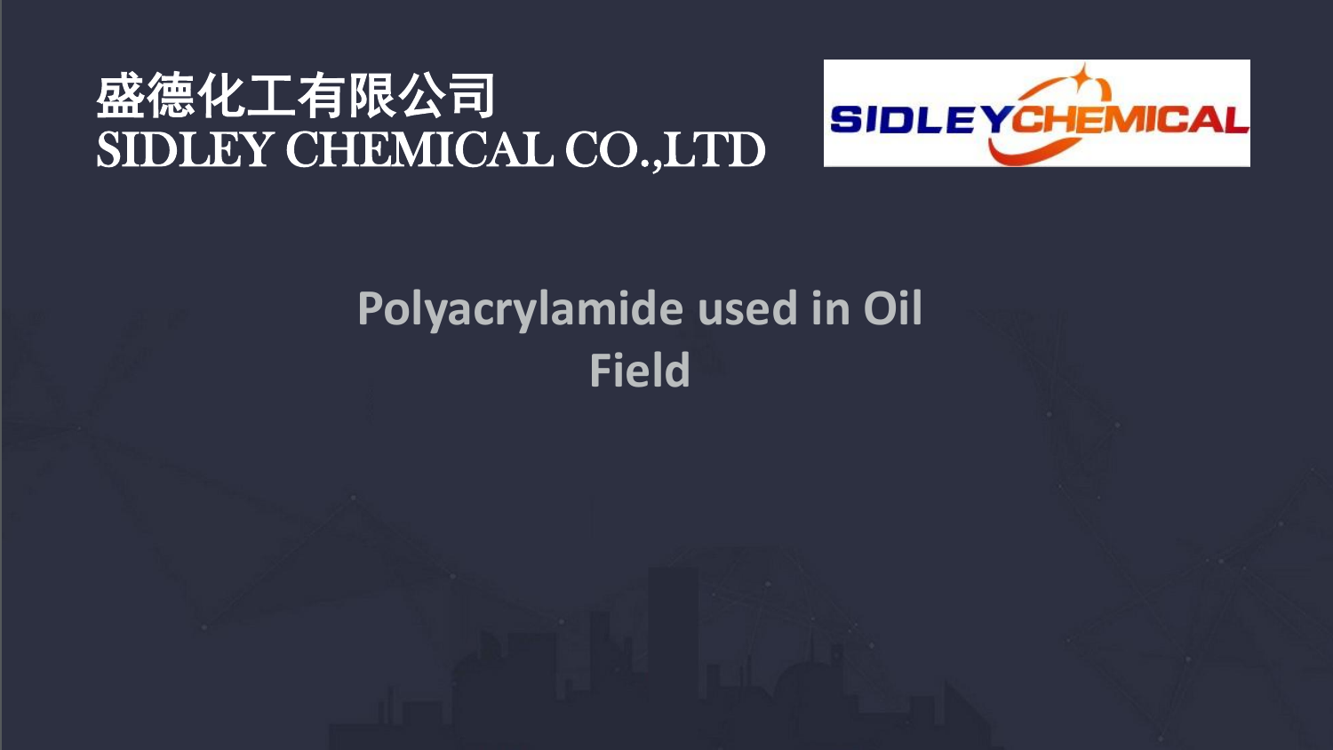盛德化工有限公司
SIDLEY CHEMICAL CO.,LTD

# Polyacrylamide used in Oil Field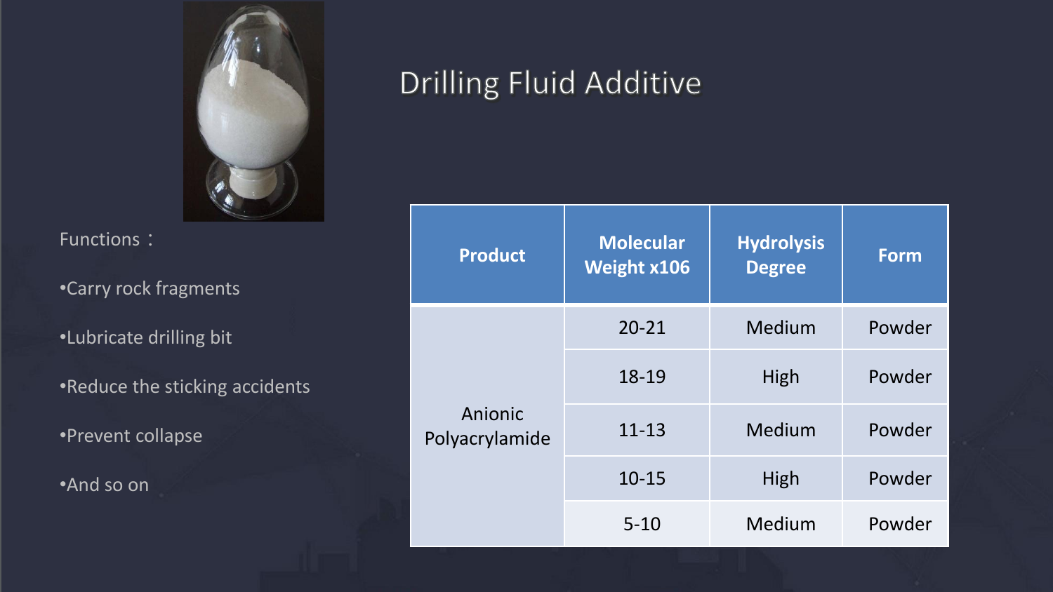# Drilling Fluid Additive

Functions：

- Carry rock fragments
- Lubricate drilling bit
- Reduce the sticking accidents
- Prevent collapse
- And so on

| Product | Molecular Weight x106 | Hydrolysis Degree | Form |
|---|---|---|---|
| Anionic Polyacrylamide | 20-21 | Medium | Powder |
| | 18-19 | High | Powder |
| | 11-13 | Medium | Powder |
| | 10-15 | High | Powder |
| | 5-10 | Medium | Powder |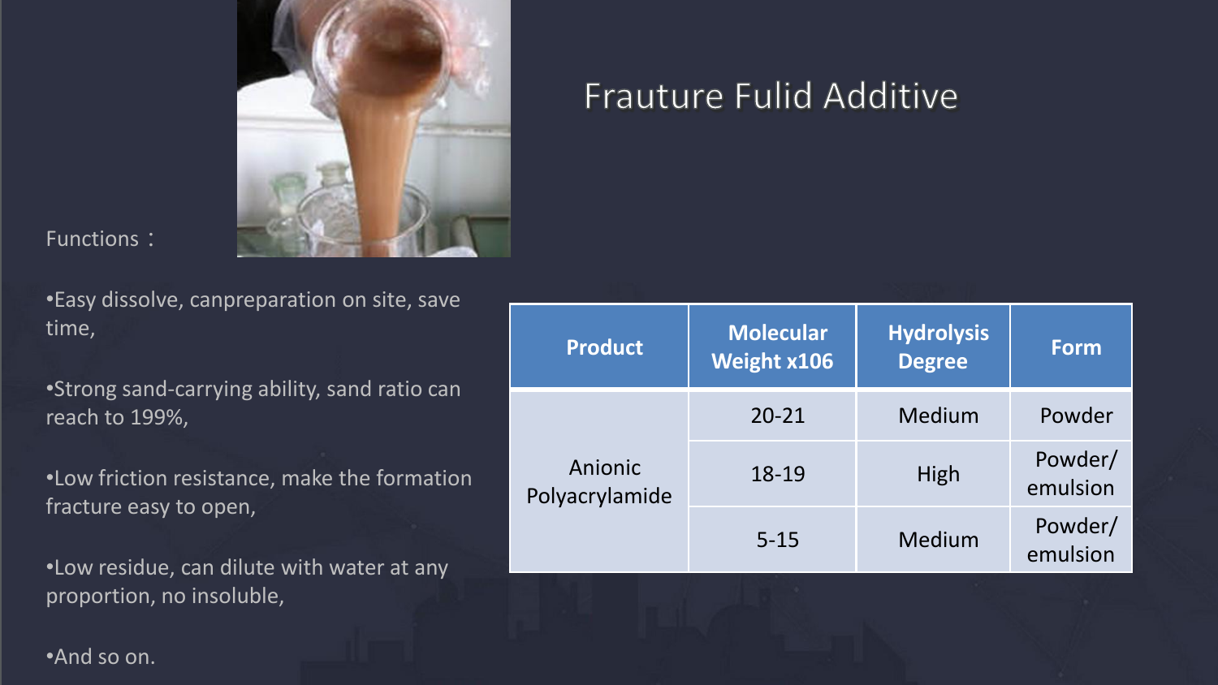# Frauture Fulid Additive

Functions：

- Easy dissolve, canpreparation on site, save time,
- Strong sand-carrying ability, sand ratio can reach to 199%,
- Low friction resistance, make the formation fracture easy to open,
- Low residue, can dilute with water at any proportion, no insoluble,
- And so on.

| Product | Molecular Weight x106 | Hydrolysis Degree | Form |
|---|---|---|---|
| Anionic Polyacrylamide | 20-21 | Medium | Powder |
| | 18-19 | High | Powder/ emulsion |
| | 5-15 | Medium | Powder/ emulsion |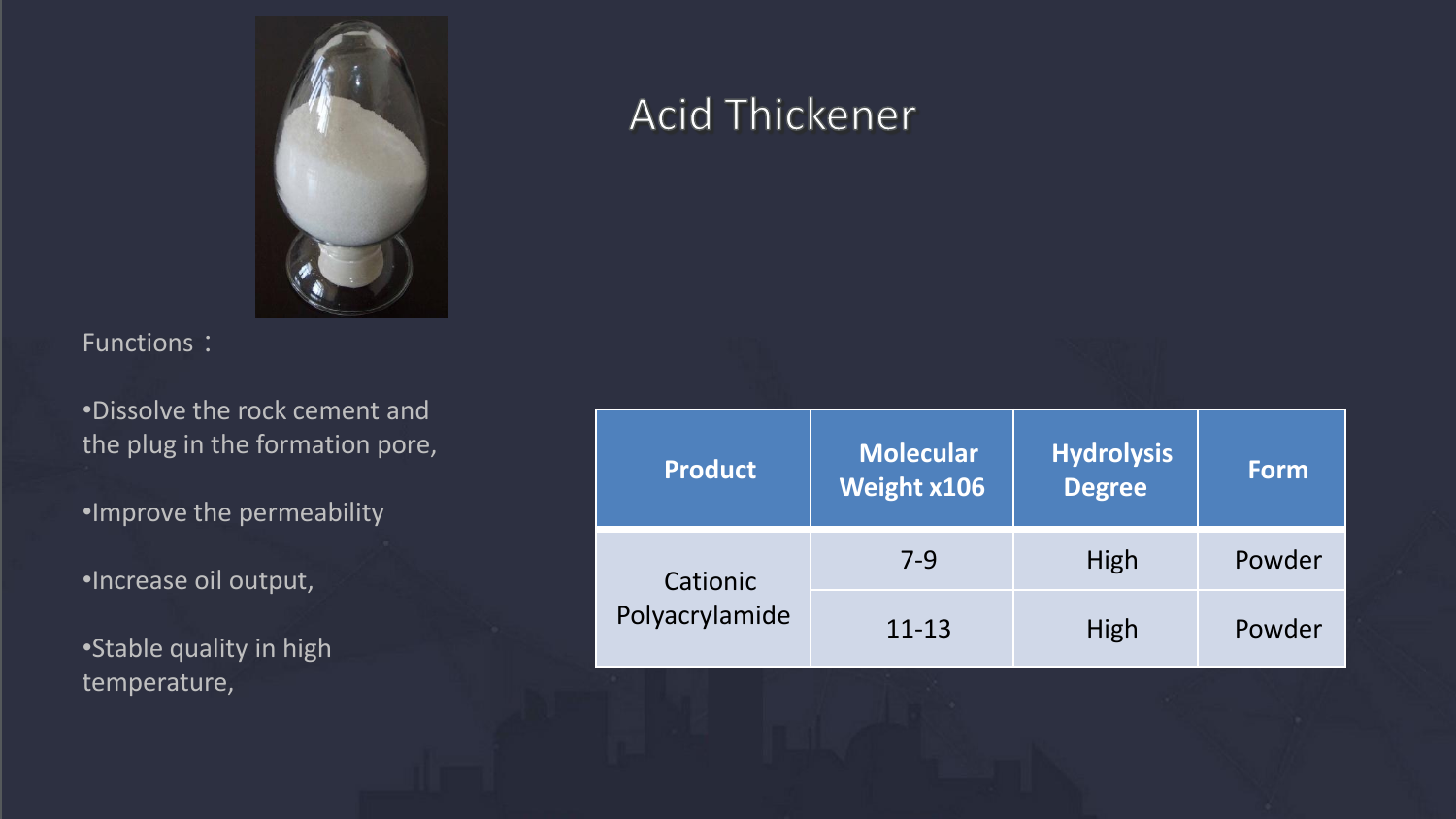# Acid Thickener

Functions：

- Dissolve the rock cement and the plug in the formation pore,
- Improve the permeability
- Increase oil output,
- Stable quality in high temperature,

| Product | Molecular Weight x106 | Hydrolysis Degree | Form |
| --- | --- | --- | --- |
| Cationic Polyacrylamide | 7-9 | High | Powder |
| | 11-13 | High | Powder |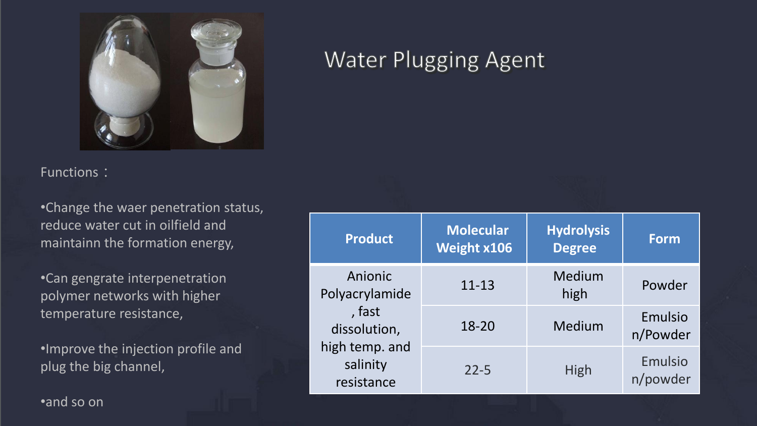# Water Plugging Agent

Functions：

- •Change the waer penetration status, reduce water cut in oilfield and maintainn the formation energy,
- •Can gengrate interpenetration polymer networks with higher temperature resistance,
- •Improve the injection profile and plug the big channel,
- •and so on

| Product | Molecular Weight x106 | Hydrolysis Degree | Form |
| --- | --- | --- | --- |
| Anionic Polyacrylamide, fast dissolution, high temp. and salinity resistance | 11-13 | Medium high | Powder |
| | 18-20 | Medium | Emulsion/Powder |
| | 22-5 | High | Emulsion/powder |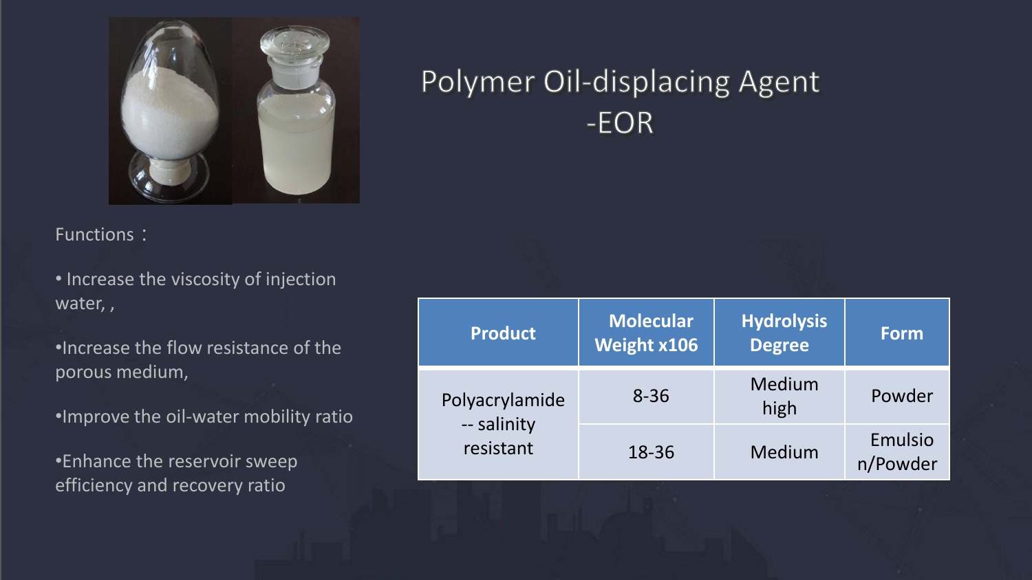# Polymer Oil-displacing Agent -EOR

Functions：

- Increase the viscosity of injection water, ,
- Increase the flow resistance of the porous medium,
- Improve the oil-water mobility ratio
- Enhance the reservoir sweep efficiency and recovery ratio

| Product | Molecular Weight x106 | Hydrolysis Degree | Form |
|---|---|---|---|
| Polyacrylamide -- salinity resistant | 8-36 | Medium high | Powder |
| | 18-36 | Medium | Emulsion/Powder |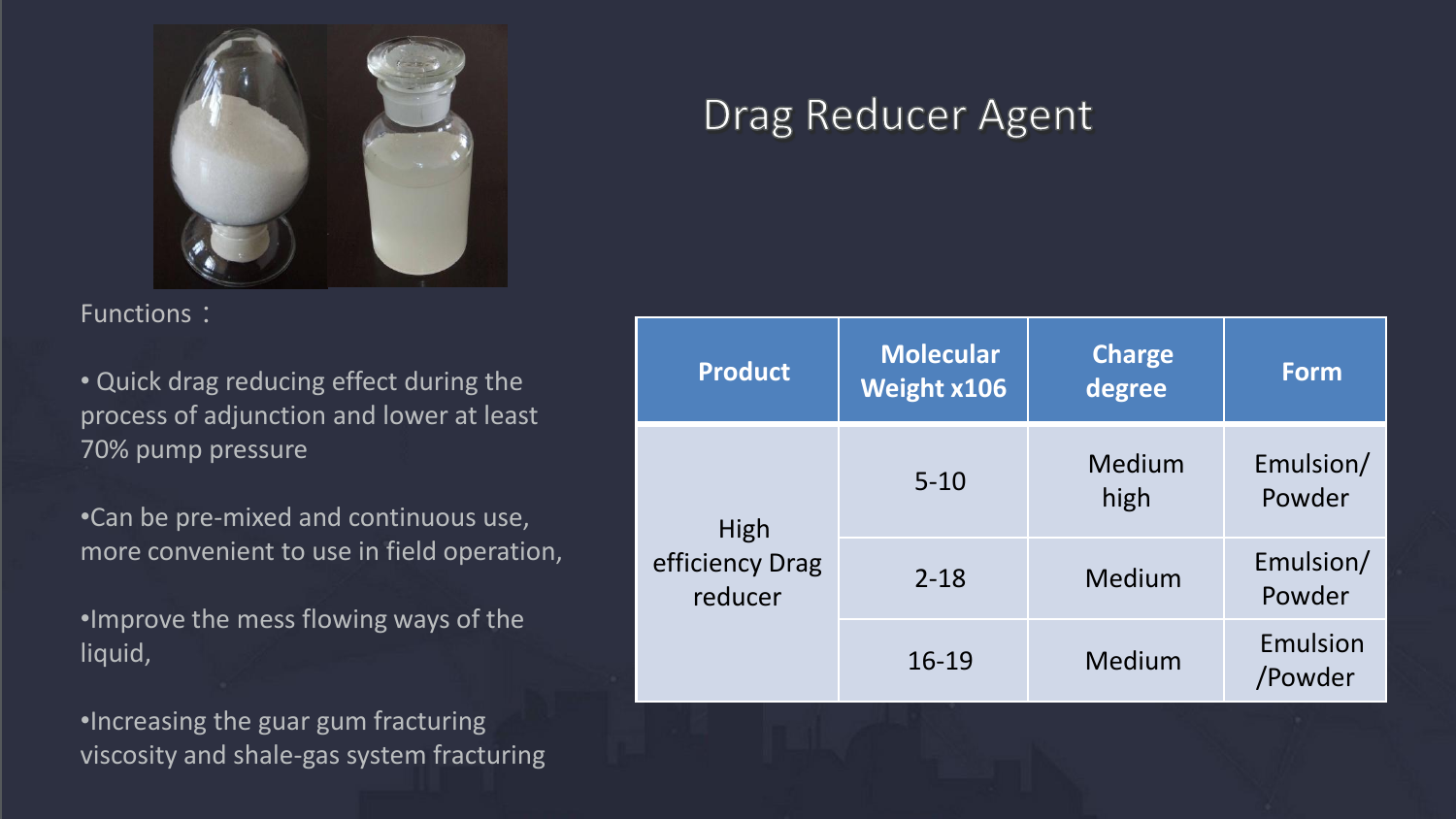# Drag Reducer Agent

Functions：

- Quick drag reducing effect during the process of adjunction and lower at least 70% pump pressure
- Can be pre-mixed and continuous use, more convenient to use in field operation,
- Improve the mess flowing ways of the liquid,
- Increasing the guar gum fracturing viscosity and shale-gas system fracturing

| Product | Molecular Weight x106 | Charge degree | Form |
|---|---|---|---|
| High efficiency Drag reducer | 5-10 | Medium high | Emulsion/ Powder |
| | 2-18 | Medium | Emulsion/ Powder |
| | 16-19 | Medium | Emulsion /Powder |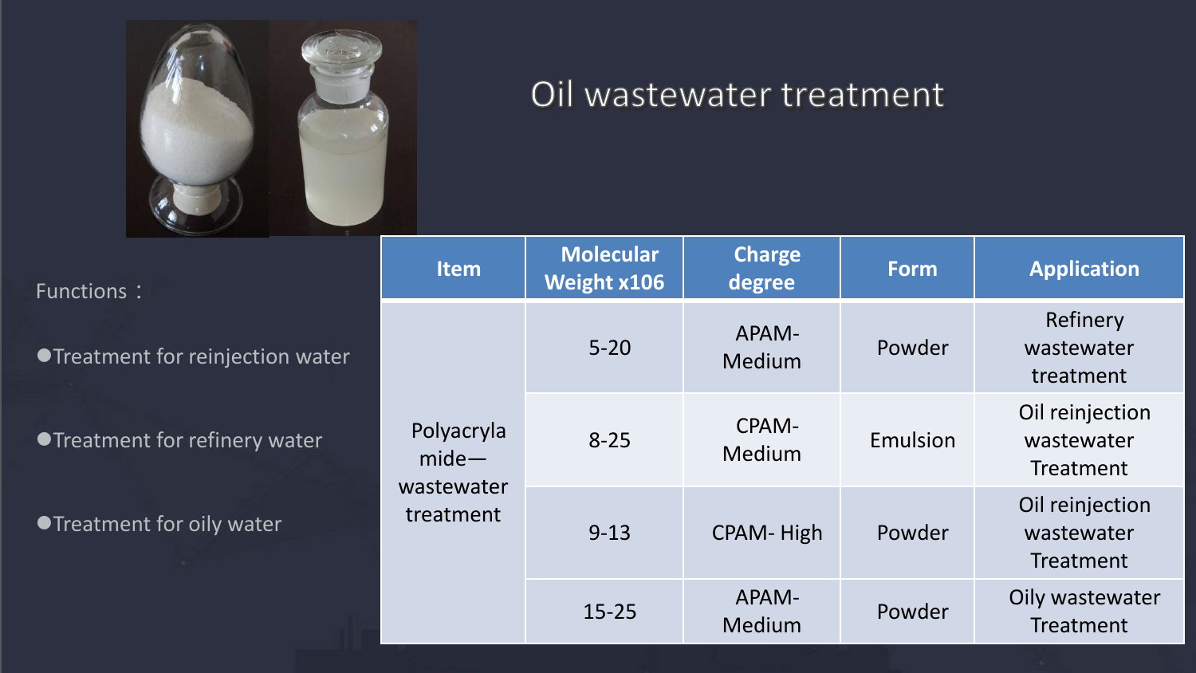# Oil wastewater treatment

Functions：

- Treatment for reinjection water
- Treatment for refinery water
- Treatment for oily water

| Item | Molecular Weight x106 | Charge degree | Form | Application |
|---|---|---|---|---|
| Polyacrylamide—wastewater treatment | 5-20 | APAM-Medium | Powder | Refinery wastewater treatment |
| | 8-25 | CPAM-Medium | Emulsion | Oil reinjection wastewater Treatment |
| | 9-13 | CPAM- High | Powder | Oil reinjection wastewater Treatment |
| | 15-25 | APAM-Medium | Powder | Oily wastewater Treatment |